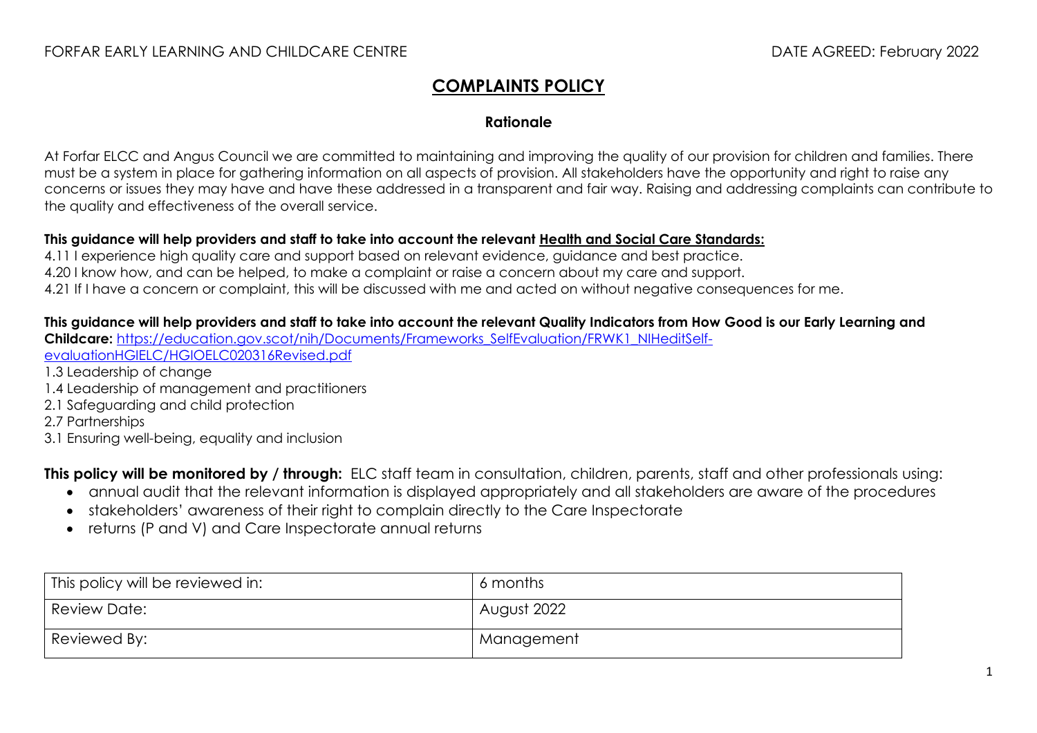FORFAR EARLY LEARNING AND CHILDCARE CENTRE DATE AGREED: February 2022

# COMPLAINTS POLICY

## Rationale

At Forfar ELCC and Angus Council we are committed to maintaining and improving the quality of our provision for children and families. There must be a system in place for gathering information on all aspects of provision. All stakeholders have the opportunity and right to raise any concerns or issues they may have and have these addressed in a transparent and fair way. Raising and addressing complaints can contribute to the quality and effectiveness of the overall service.

**This guidance will help providers and staff to take into account the relevant Health and Social Care Standards:**

4.11 I experience high quality care and support based on relevant evidence, guidance and best practice.
4.20 I know how, and can be helped, to make a complaint or raise a concern about my care and support.
4.21 If I have a concern or complaint, this will be discussed with me and acted on without negative consequences for me.

**This guidance will help providers and staff to take into account the relevant Quality Indicators from How Good is our Early Learning and Childcare:** https://education.gov.scot/nih/Documents/Frameworks_SelfEvaluation/FRWK1_NIHeditSelf-evaluationHGIELC/HGIOELC020316Revised.pdf

1.3 Leadership of change
1.4 Leadership of management and practitioners
2.1 Safeguarding and child protection
2.7 Partnerships
3.1 Ensuring well-being, equality and inclusion

**This policy will be monitored by / through:** ELC staff team in consultation, children, parents, staff and other professionals using:

- annual audit that the relevant information is displayed appropriately and all stakeholders are aware of the procedures
- stakeholders' awareness of their right to complain directly to the Care Inspectorate
- returns (P and V) and Care Inspectorate annual returns

| This policy will be reviewed in: | 6 months |
| --- | --- |
| Review Date: | August 2022 |
| Reviewed By: | Management |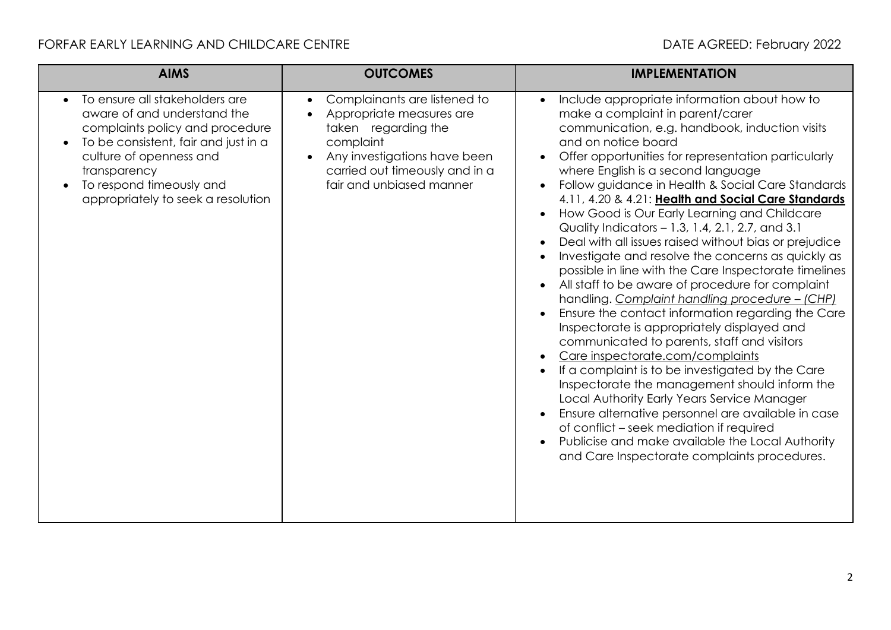| AIMS | OUTCOMES | IMPLEMENTATION |
|---|---|---|
| • To ensure all stakeholders are aware of and understand the complaints policy and procedure<br>• To be consistent, fair and just in a culture of openness and transparency<br>• To respond timeously and appropriately to seek a resolution | • Complainants are listened to<br>• Appropriate measures are taken regarding the complaint<br>• Any investigations have been carried out timeously and in a fair and unbiased manner | • Include appropriate information about how to make a complaint in parent/carer communication, e.g. handbook, induction visits and on notice board<br>• Offer opportunities for representation particularly where English is a second language<br>• Follow guidance in Health & Social Care Standards 4.11, 4.20 & 4.21: **Health and Social Care Standards**<br>• How Good is Our Early Learning and Childcare Quality Indicators – 1.3, 1.4, 2.1, 2.7, and 3.1<br>• Deal with all issues raised without bias or prejudice<br>• Investigate and resolve the concerns as quickly as possible in line with the Care Inspectorate timelines<br>• All staff to be aware of procedure for complaint handling. *Complaint handling procedure – (CHP)*<br>• Ensure the contact information regarding the Care Inspectorate is appropriately displayed and communicated to parents, staff and visitors<br>• Care inspectorate.com/complaints<br>• If a complaint is to be investigated by the Care Inspectorate the management should inform the Local Authority Early Years Service Manager<br>• Ensure alternative personnel are available in case of conflict – seek mediation if required<br>• Publicise and make available the Local Authority and Care Inspectorate complaints procedures. |